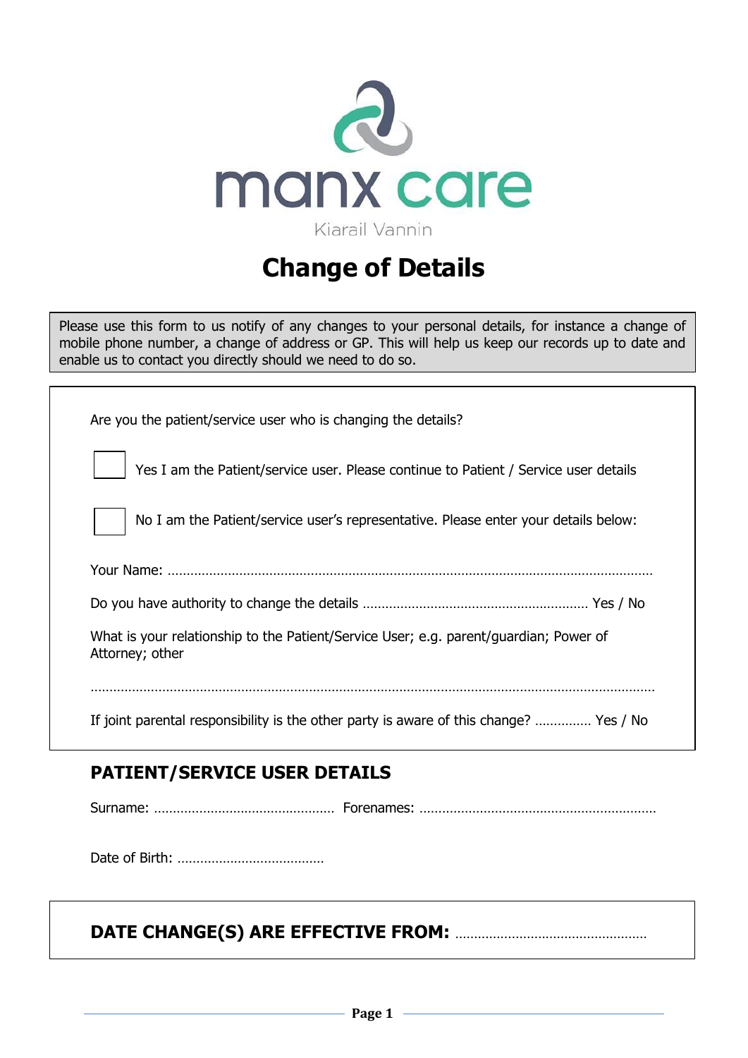manx care

Kiarail Vannin

# Change of Details

Please use this form to us notify of any changes to your personal details, for instance a change of mobile phone number, a change of address or GP. This will help us keep our records up to date and enable us to contact you directly should we need to do so.

Are you the patient/service user who is changing the details?

☐ Yes I am the Patient/service user. Please continue to Patient / Service user details

☐ No I am the Patient/service user's representative. Please enter your details below:

Your Name: ……………………………………………………………………………………………………………………

Do you have authority to change the details …………………………………………………… Yes / No

What is your relationship to the Patient/Service User; e.g. parent/guardian; Power of Attorney; other

……………………………………………………………………………………………………………………………………

If joint parental responsibility is the other party is aware of this change? …………… Yes / No

## PATIENT/SERVICE USER DETAILS

Surname: ………………………………………… Forenames: ………………………………………………………

Date of Birth: …………………………………

**DATE CHANGE(S) ARE EFFECTIVE FROM:** ……………………………………………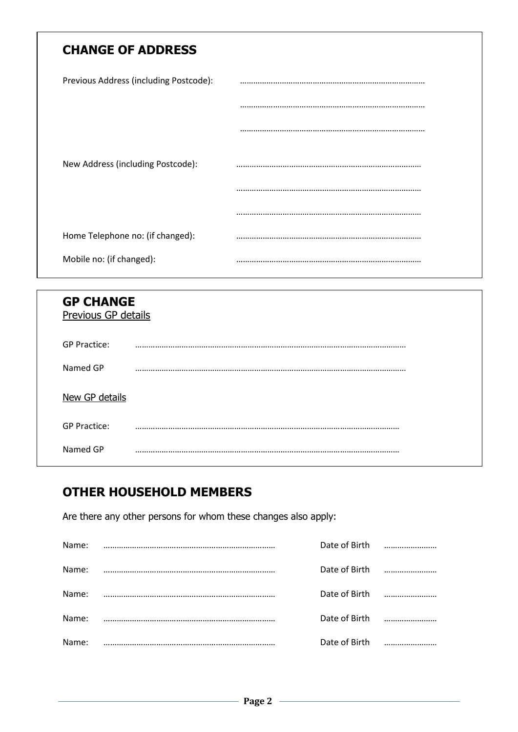## CHANGE OF ADDRESS

Previous Address (including Postcode): ………………………………………………………………………

………………………………………………………………………

………………………………………………………………………

New Address (including Postcode): ………………………………………………………………………

………………………………………………………………………

………………………………………………………………………

Home Telephone no: (if changed): ………………………………………………………………………

Mobile no: (if changed): ………………………………………………………………………

## GP CHANGE

Previous GP details

GP Practice: ……………………………………………………………………………………………………………

Named GP ……………………………………………………………………………………………………………

New GP details

GP Practice: ……………………………………………………………………………………………………………

Named GP ……………………………………………………………………………………………………………

## OTHER HOUSEHOLD MEMBERS

Are there any other persons for whom these changes also apply:

| Name: | | Date of Birth | |
|---|---|---|---|
| Name: | …………………………………………………………………… | Date of Birth | …………………… |
| Name: | …………………………………………………………………… | Date of Birth | …………………… |
| Name: | …………………………………………………………………… | Date of Birth | …………………… |
| Name: | …………………………………………………………………… | Date of Birth | …………………… |
| Name: | …………………………………………………………………… | Date of Birth | …………………… |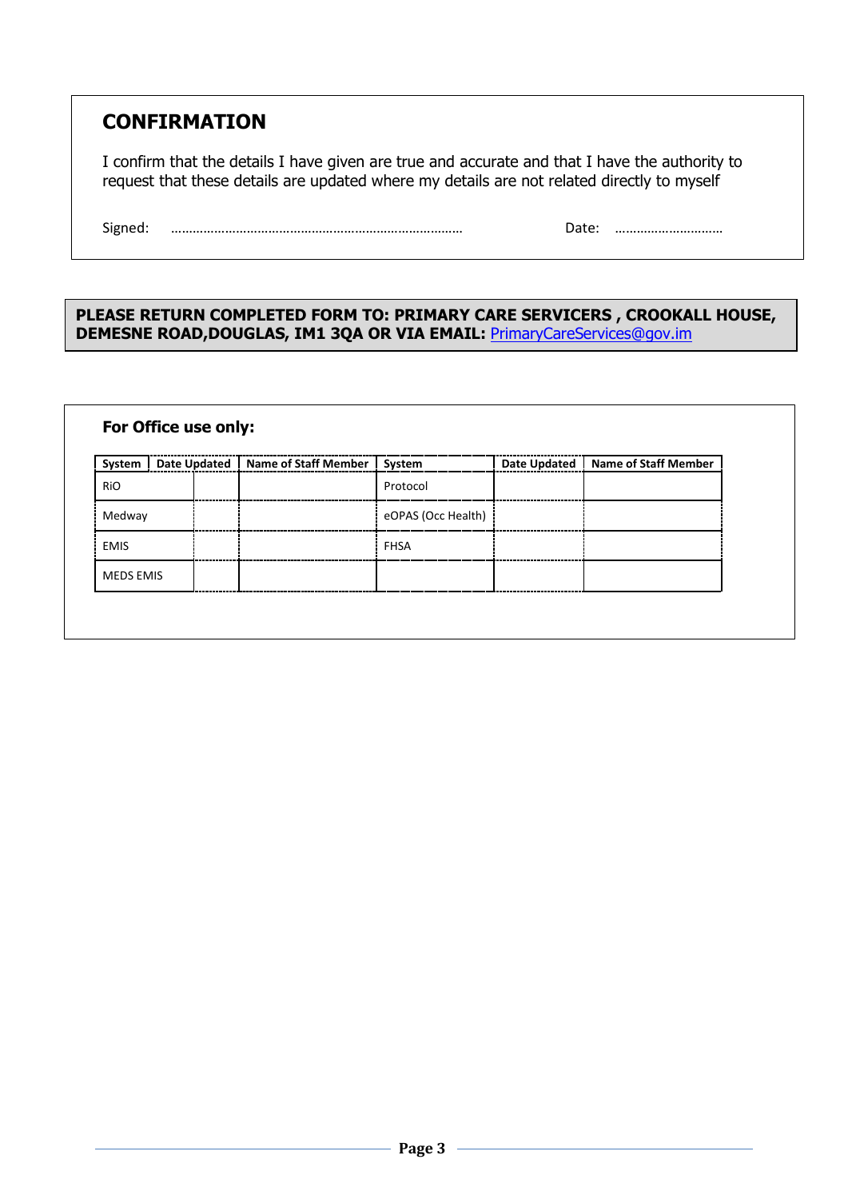## CONFIRMATION

I confirm that the details I have given are true and accurate and that I have the authority to request that these details are updated where my details are not related directly to myself

Signed: ……………………………………………………………………… Date: …………………………

**PLEASE RETURN COMPLETED FORM TO: PRIMARY CARE SERVICERS , CROOKALL HOUSE, DEMESNE ROAD,DOUGLAS, IM1 3QA OR VIA EMAIL:** PrimaryCareServices@gov.im

**For Office use only:**

| System | Date Updated | Name of Staff Member | System | Date Updated | Name of Staff Member |
|---|---|---|---|---|---|
| RiO | | | Protocol | | |
| Medway | | | eOPAS (Occ Health) | | |
| EMIS | | | FHSA | | |
| MEDS EMIS | | | | | |